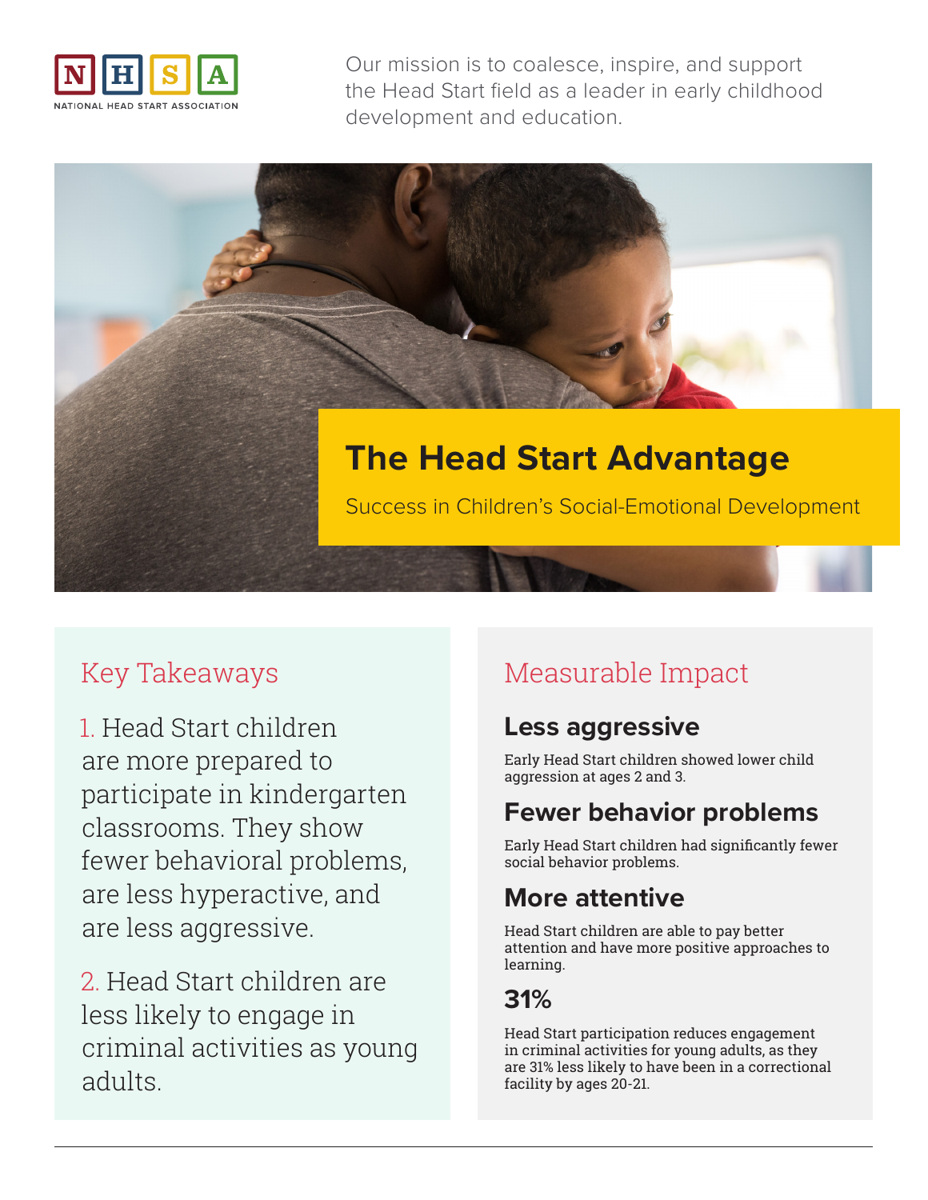NATIONAL HEAD START ASSOCIATION

Our mission is to coalesce, inspire, and support the Head Start field as a leader in early childhood development and education.

# The Head Start Advantage

Success in Children's Social-Emotional Development

## Key Takeaways

1. Head Start children are more prepared to participate in kindergarten classrooms. They show fewer behavioral problems, are less hyperactive, and are less aggressive.

2. Head Start children are less likely to engage in criminal activities as young adults.

## Measurable Impact

### Less aggressive

Early Head Start children showed lower child aggression at ages 2 and 3.

### Fewer behavior problems

Early Head Start children had significantly fewer social behavior problems.

### More attentive

Head Start children are able to pay better attention and have more positive approaches to learning.

### 31%

Head Start participation reduces engagement in criminal activities for young adults, as they are 31% less likely to have been in a correctional facility by ages 20-21.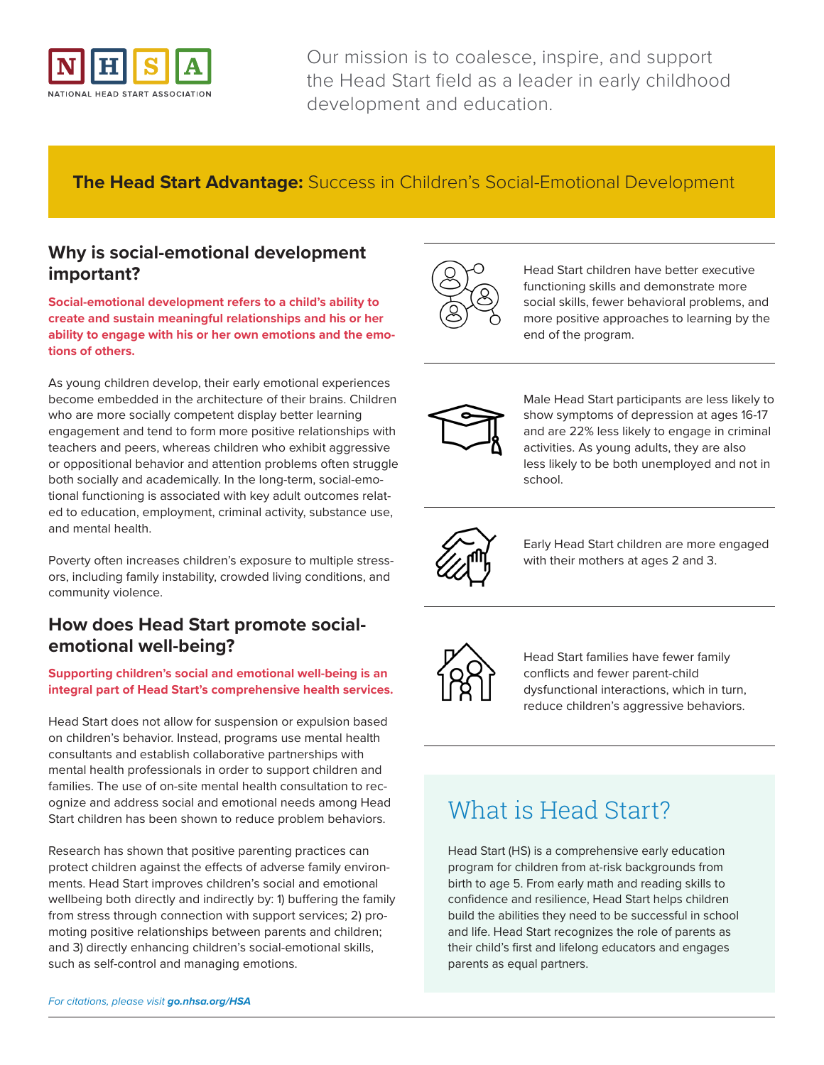Our mission is to coalesce, inspire, and support the Head Start field as a leader in early childhood development and education.

## **The Head Start Advantage:** Success in Children's Social-Emotional Development

### Why is social-emotional development important?

**Social-emotional development refers to a child's ability to create and sustain meaningful relationships and his or her ability to engage with his or her own emotions and the emotions of others.**

As young children develop, their early emotional experiences become embedded in the architecture of their brains. Children who are more socially competent display better learning engagement and tend to form more positive relationships with teachers and peers, whereas children who exhibit aggressive or oppositional behavior and attention problems often struggle both socially and academically. In the long-term, social-emotional functioning is associated with key adult outcomes related to education, employment, criminal activity, substance use, and mental health.

Poverty often increases children's exposure to multiple stressors, including family instability, crowded living conditions, and community violence.

### How does Head Start promote social-emotional well-being?

**Supporting children's social and emotional well-being is an integral part of Head Start's comprehensive health services.**

Head Start does not allow for suspension or expulsion based on children's behavior. Instead, programs use mental health consultants and establish collaborative partnerships with mental health professionals in order to support children and families. The use of on-site mental health consultation to recognize and address social and emotional needs among Head Start children has been shown to reduce problem behaviors.

Research has shown that positive parenting practices can protect children against the effects of adverse family environments. Head Start improves children's social and emotional wellbeing both directly and indirectly by: 1) buffering the family from stress through connection with support services; 2) promoting positive relationships between parents and children; and 3) directly enhancing children's social-emotional skills, such as self-control and managing emotions.

Head Start children have better executive functioning skills and demonstrate more social skills, fewer behavioral problems, and more positive approaches to learning by the end of the program.

Male Head Start participants are less likely to show symptoms of depression at ages 16-17 and are 22% less likely to engage in criminal activities. As young adults, they are also less likely to be both unemployed and not in school.

Early Head Start children are more engaged with their mothers at ages 2 and 3.

Head Start families have fewer family conflicts and fewer parent-child dysfunctional interactions, which in turn, reduce children's aggressive behaviors.

## What is Head Start?

Head Start (HS) is a comprehensive early education program for children from at-risk backgrounds from birth to age 5. From early math and reading skills to confidence and resilience, Head Start helps children build the abilities they need to be successful in school and life. Head Start recognizes the role of parents as their child's first and lifelong educators and engages parents as equal partners.

*For citations, please visit **go.nhsa.org/HSA***